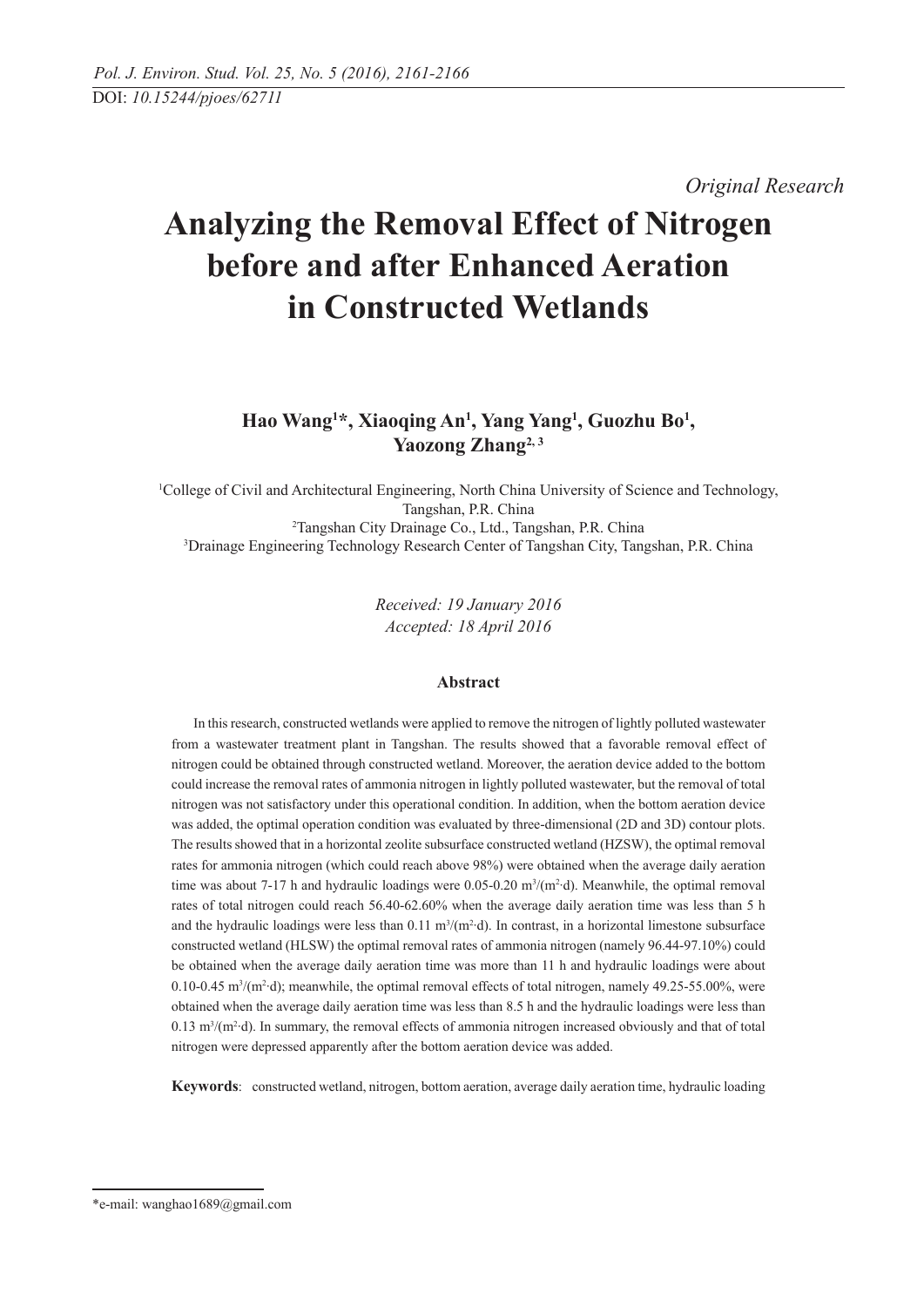DOI: *10.15244/pjoes/62711*

*Original Research*

# Analyzing the Removal Effect of Nitrogen before and after Enhanced Aeration in Constructed Wetlands

**Hao Wang[1]*, Xiaoqing An[1], Yang Yang[1], Guozhu Bo[1], Yaozong Zhang[2, 3]**

[1]College of Civil and Architectural Engineering, North China University of Science and Technology, Tangshan, P.R. China
[2]Tangshan City Drainage Co., Ltd., Tangshan, P.R. China
[3]Drainage Engineering Technology Research Center of Tangshan City, Tangshan, P.R. China

*Received: 19 January 2016*
*Accepted: 18 April 2016*

## Abstract

In this research, constructed wetlands were applied to remove the nitrogen of lightly polluted wastewater from a wastewater treatment plant in Tangshan. The results showed that a favorable removal effect of nitrogen could be obtained through constructed wetland. Moreover, the aeration device added to the bottom could increase the removal rates of ammonia nitrogen in lightly polluted wastewater, but the removal of total nitrogen was not satisfactory under this operational condition. In addition, when the bottom aeration device was added, the optimal operation condition was evaluated by three-dimensional (2D and 3D) contour plots. The results showed that in a horizontal zeolite subsurface constructed wetland (HZSW), the optimal removal rates for ammonia nitrogen (which could reach above 98%) were obtained when the average daily aeration time was about 7-17 h and hydraulic loadings were 0.05-0.20 $m^3/(m^2 \cdot d)$. Meanwhile, the optimal removal rates of total nitrogen could reach 56.40-62.60% when the average daily aeration time was less than 5 h and the hydraulic loadings were less than 0.11 $m^3/(m^2 \cdot d)$. In contrast, in a horizontal limestone subsurface constructed wetland (HLSW) the optimal removal rates of ammonia nitrogen (namely 96.44-97.10%) could be obtained when the average daily aeration time was more than 11 h and hydraulic loadings were about 0.10-0.45 $m^3/(m^2 \cdot d)$; meanwhile, the optimal removal effects of total nitrogen, namely 49.25-55.00%, were obtained when the average daily aeration time was less than 8.5 h and the hydraulic loadings were less than 0.13 $m^3/(m^2 \cdot d)$. In summary, the removal effects of ammonia nitrogen increased obviously and that of total nitrogen were depressed apparently after the bottom aeration device was added.

**Keywords**: constructed wetland, nitrogen, bottom aeration, average daily aeration time, hydraulic loading

*e-mail: wanghao1689@gmail.com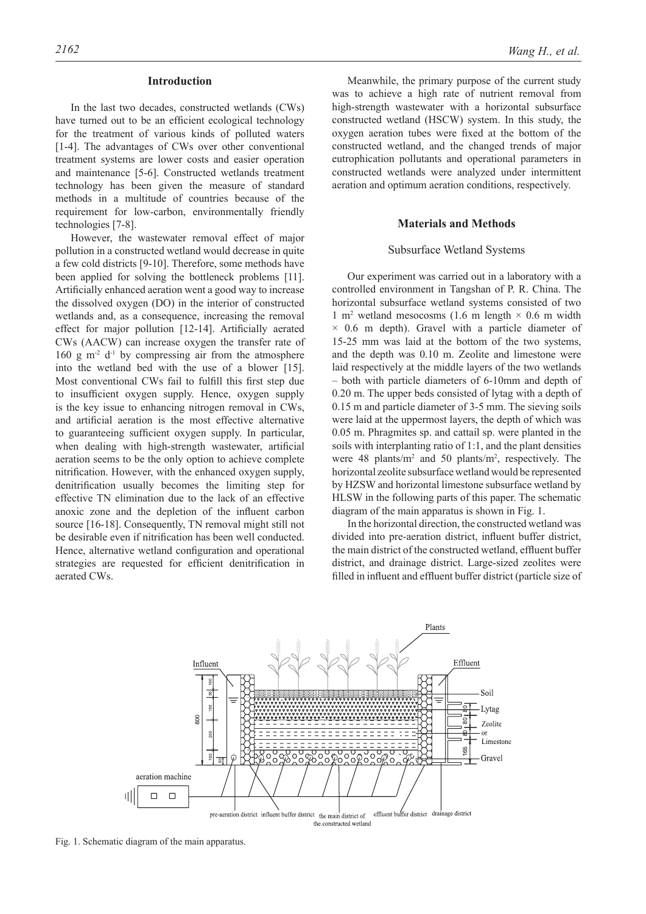## Introduction

In the last two decades, constructed wetlands (CWs) have turned out to be an efficient ecological technology for the treatment of various kinds of polluted waters [1-4]. The advantages of CWs over other conventional treatment systems are lower costs and easier operation and maintenance [5-6]. Constructed wetlands treatment technology has been given the measure of standard methods in a multitude of countries because of the requirement for low-carbon, environmentally friendly technologies [7-8].

However, the wastewater removal effect of major pollution in a constructed wetland would decrease in quite a few cold districts [9-10]. Therefore, some methods have been applied for solving the bottleneck problems [11]. Artificially enhanced aeration went a good way to increase the dissolved oxygen (DO) in the interior of constructed wetlands and, as a consequence, increasing the removal effect for major pollution [12-14]. Artificially aerated CWs (AACW) can increase oxygen the transfer rate of 160 g $m^{-2}$ $d^{-1}$ by compressing air from the atmosphere into the wetland bed with the use of a blower [15]. Most conventional CWs fail to fulfill this first step due to insufficient oxygen supply. Hence, oxygen supply is the key issue to enhancing nitrogen removal in CWs, and artificial aeration is the most effective alternative to guaranteeing sufficient oxygen supply. In particular, when dealing with high-strength wastewater, artificial aeration seems to be the only option to achieve complete nitrification. However, with the enhanced oxygen supply, denitrification usually becomes the limiting step for effective TN elimination due to the lack of an effective anoxic zone and the depletion of the influent carbon source [16-18]. Consequently, TN removal might still not be desirable even if nitrification has been well conducted. Hence, alternative wetland configuration and operational strategies are requested for efficient denitrification in aerated CWs.

Meanwhile, the primary purpose of the current study was to achieve a high rate of nutrient removal from high-strength wastewater with a horizontal subsurface constructed wetland (HSCW) system. In this study, the oxygen aeration tubes were fixed at the bottom of the constructed wetland, and the changed trends of major eutrophication pollutants and operational parameters in constructed wetlands were analyzed under intermittent aeration and optimum aeration conditions, respectively.

## Materials and Methods

### Subsurface Wetland Systems

Our experiment was carried out in a laboratory with a controlled environment in Tangshan of P. R. China. The horizontal subsurface wetland systems consisted of two 1 $m^2$ wetland mesocosms (1.6 m length × 0.6 m width × 0.6 m depth). Gravel with a particle diameter of 15-25 mm was laid at the bottom of the two systems, and the depth was 0.10 m. Zeolite and limestone were laid respectively at the middle layers of the two wetlands – both with particle diameters of 6-10mm and depth of 0.20 m. The upper beds consisted of lytag with a depth of 0.15 m and particle diameter of 3-5 mm. The sieving soils were laid at the uppermost layers, the depth of which was 0.05 m. Phragmites sp. and cattail sp. were planted in the soils with interplanting ratio of 1:1, and the plant densities were 48 plants/$m^2$ and 50 plants/$m^2$, respectively. The horizontal zeolite subsurface wetland would be represented by HZSW and horizontal limestone subsurface wetland by HLSW in the following parts of this paper. The schematic diagram of the main apparatus is shown in Fig. 1.

In the horizontal direction, the constructed wetland was divided into pre-aeration district, influent buffer district, the main district of the constructed wetland, effluent buffer district, and drainage district. Large-sized zeolites were filled in influent and effluent buffer district (particle size of

Fig. 1. Schematic diagram of the main apparatus.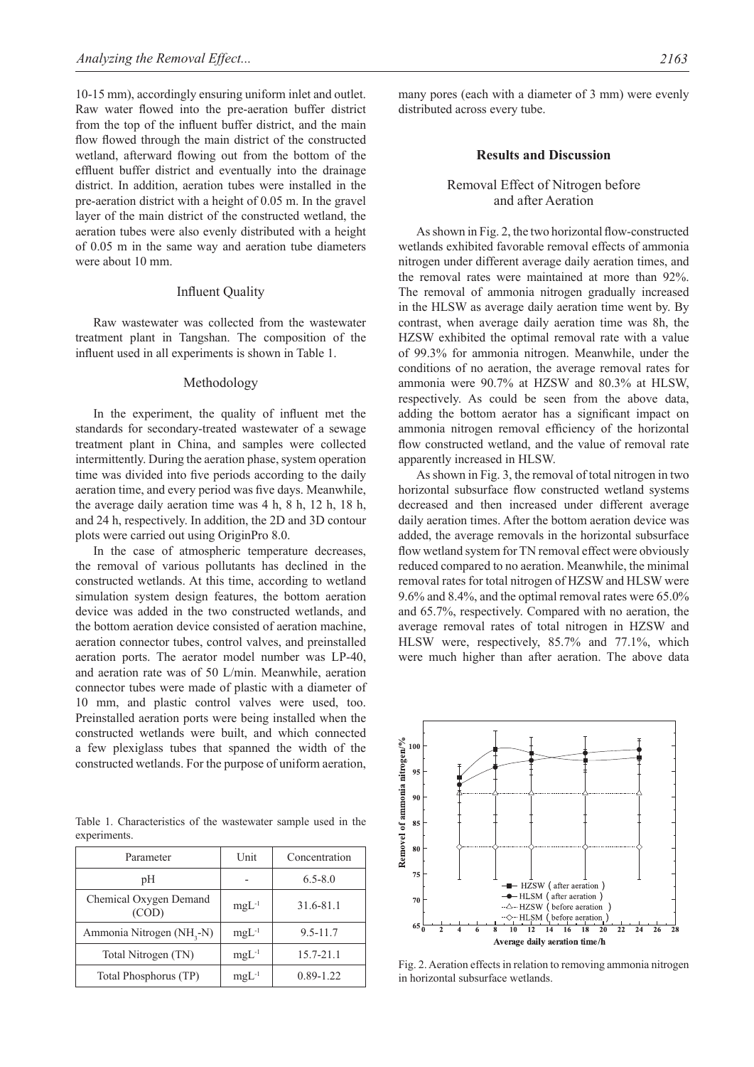10-15 mm), accordingly ensuring uniform inlet and outlet. Raw water flowed into the pre-aeration buffer district from the top of the influent buffer district, and the main flow flowed through the main district of the constructed wetland, afterward flowing out from the bottom of the effluent buffer district and eventually into the drainage district. In addition, aeration tubes were installed in the pre-aeration district with a height of 0.05 m. In the gravel layer of the main district of the constructed wetland, the aeration tubes were also evenly distributed with a height of 0.05 m in the same way and aeration tube diameters were about 10 mm.

### Influent Quality

Raw wastewater was collected from the wastewater treatment plant in Tangshan. The composition of the influent used in all experiments is shown in Table 1.

### Methodology

In the experiment, the quality of influent met the standards for secondary-treated wastewater of a sewage treatment plant in China, and samples were collected intermittently. During the aeration phase, system operation time was divided into five periods according to the daily aeration time, and every period was five days. Meanwhile, the average daily aeration time was 4 h, 8 h, 12 h, 18 h, and 24 h, respectively. In addition, the 2D and 3D contour plots were carried out using OriginPro 8.0.

In the case of atmospheric temperature decreases, the removal of various pollutants has declined in the constructed wetlands. At this time, according to wetland simulation system design features, the bottom aeration device was added in the two constructed wetlands, and the bottom aeration device consisted of aeration machine, aeration connector tubes, control valves, and preinstalled aeration ports. The aerator model number was LP-40, and aeration rate was of 50 L/min. Meanwhile, aeration connector tubes were made of plastic with a diameter of 10 mm, and plastic control valves were used, too. Preinstalled aeration ports were being installed when the constructed wetlands were built, and which connected a few plexiglass tubes that spanned the width of the constructed wetlands. For the purpose of uniform aeration, many pores (each with a diameter of 3 mm) were evenly distributed across every tube.

Table 1. Characteristics of the wastewater sample used in the experiments.

| Parameter | Unit | Concentration |
|---|---|---|
| pH | - | 6.5-8.0 |
| Chemical Oxygen Demand (COD) | $mgL^{-1}$ | 31.6-81.1 |
| Ammonia Nitrogen ($NH_3$-N) | $mgL^{-1}$ | 9.5-11.7 |
| Total Nitrogen (TN) | $mgL^{-1}$ | 15.7-21.1 |
| Total Phosphorus (TP) | $mgL^{-1}$ | 0.89-1.22 |

## Results and Discussion

### Removal Effect of Nitrogen before and after Aeration

As shown in Fig. 2, the two horizontal flow-constructed wetlands exhibited favorable removal effects of ammonia nitrogen under different average daily aeration times, and the removal rates were maintained at more than 92%. The removal of ammonia nitrogen gradually increased in the HLSW as average daily aeration time went by. By contrast, when average daily aeration time was 8h, the HZSW exhibited the optimal removal rate with a value of 99.3% for ammonia nitrogen. Meanwhile, under the conditions of no aeration, the average removal rates for ammonia were 90.7% at HZSW and 80.3% at HLSW, respectively. As could be seen from the above data, adding the bottom aerator has a significant impact on ammonia nitrogen removal efficiency of the horizontal flow constructed wetland, and the value of removal rate apparently increased in HLSW.

As shown in Fig. 3, the removal of total nitrogen in two horizontal subsurface flow constructed wetland systems decreased and then increased under different average daily aeration times. After the bottom aeration device was added, the average removals in the horizontal subsurface flow wetland system for TN removal effect were obviously reduced compared to no aeration. Meanwhile, the minimal removal rates for total nitrogen of HZSW and HLSW were 9.6% and 8.4%, and the optimal removal rates were 65.0% and 65.7%, respectively. Compared with no aeration, the average removal rates of total nitrogen in HZSW and HLSW were, respectively, 85.7% and 77.1%, which were much higher than after aeration. The above data

Fig. 2. Aeration effects in relation to removing ammonia nitrogen in horizontal subsurface wetlands.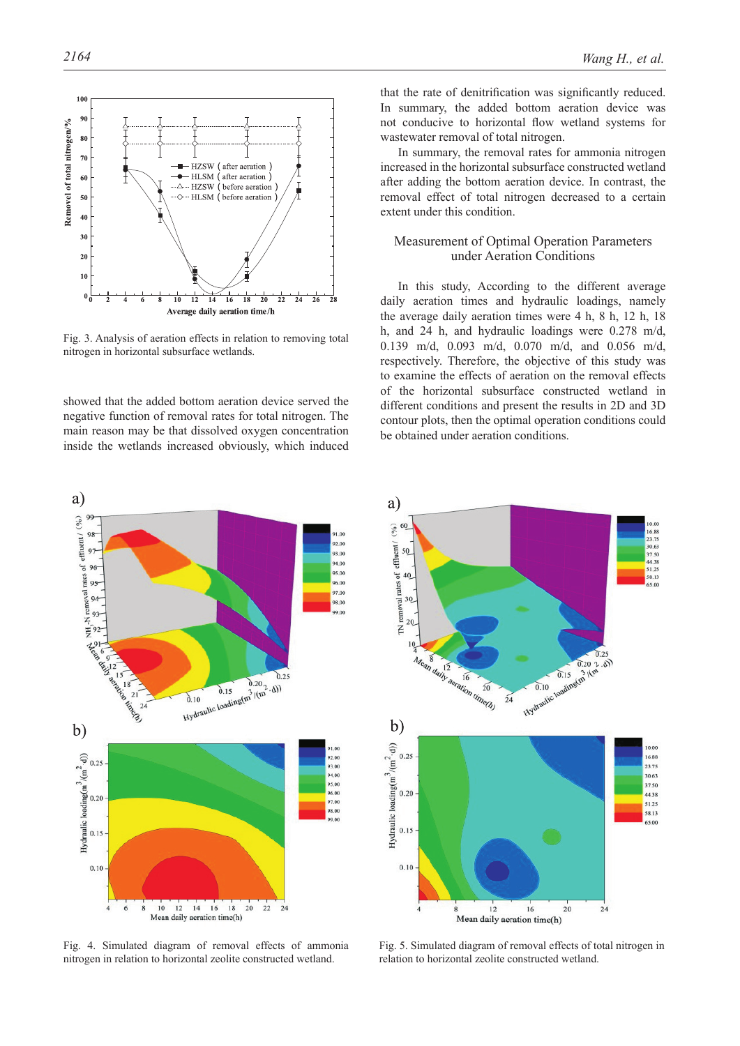Fig. 3. Analysis of aeration effects in relation to removing total nitrogen in horizontal subsurface wetlands.

showed that the added bottom aeration device served the negative function of removal rates for total nitrogen. The main reason may be that dissolved oxygen concentration inside the wetlands increased obviously, which induced that the rate of denitrification was significantly reduced. In summary, the added bottom aeration device was not conducive to horizontal flow wetland systems for wastewater removal of total nitrogen.

In summary, the removal rates for ammonia nitrogen increased in the horizontal subsurface constructed wetland after adding the bottom aeration device. In contrast, the removal effect of total nitrogen decreased to a certain extent under this condition.

## Measurement of Optimal Operation Parameters under Aeration Conditions

In this study, According to the different average daily aeration times and hydraulic loadings, namely the average daily aeration times were 4 h, 8 h, 12 h, 18 h, and 24 h, and hydraulic loadings were 0.278 m/d, 0.139 m/d, 0.093 m/d, 0.070 m/d, and 0.056 m/d, respectively. Therefore, the objective of this study was to examine the effects of aeration on the removal effects of the horizontal subsurface constructed wetland in different conditions and present the results in 2D and 3D contour plots, then the optimal operation conditions could be obtained under aeration conditions.

Fig. 4. Simulated diagram of removal effects of ammonia nitrogen in relation to horizontal zeolite constructed wetland.

Fig. 5. Simulated diagram of removal effects of total nitrogen in relation to horizontal zeolite constructed wetland.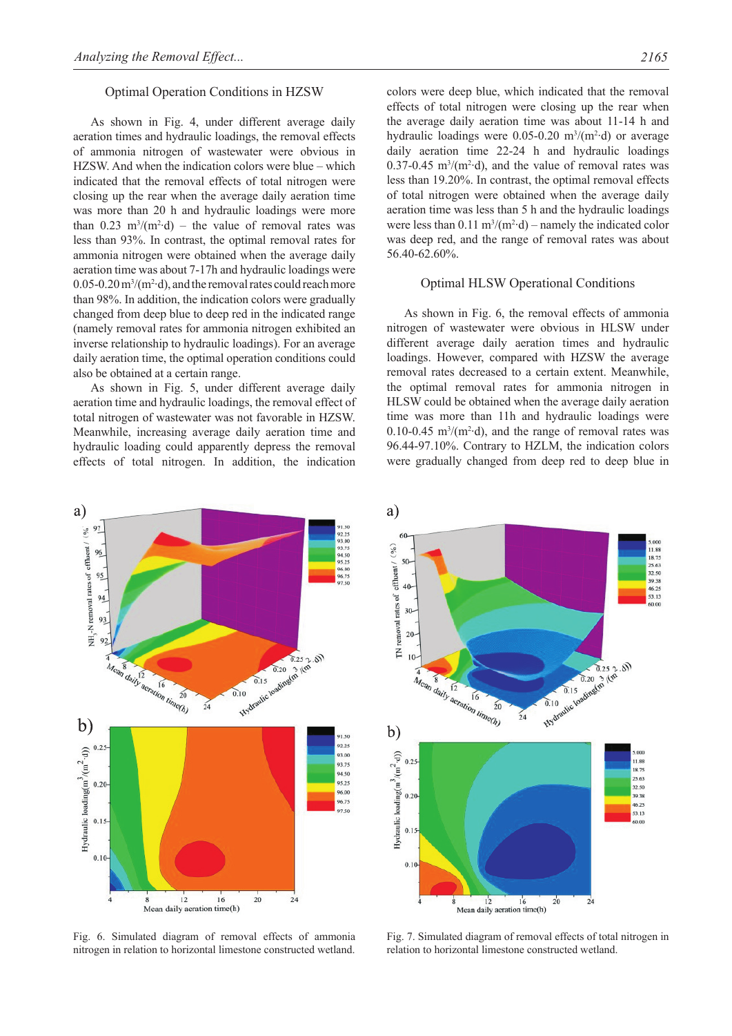### Optimal Operation Conditions in HZSW

As shown in Fig. 4, under different average daily aeration times and hydraulic loadings, the removal effects of ammonia nitrogen of wastewater were obvious in HZSW. And when the indication colors were blue – which indicated that the removal effects of total nitrogen were closing up the rear when the average daily aeration time was more than 20 h and hydraulic loadings were more than 0.23 $m^3/(m^2·d)$ – the value of removal rates was less than 93%. In contrast, the optimal removal rates for ammonia nitrogen were obtained when the average daily aeration time was about 7-17h and hydraulic loadings were 0.05-0.20 $m^3/(m^2·d)$, and the removal rates could reach more than 98%. In addition, the indication colors were gradually changed from deep blue to deep red in the indicated range (namely removal rates for ammonia nitrogen exhibited an inverse relationship to hydraulic loadings). For an average daily aeration time, the optimal operation conditions could also be obtained at a certain range.

As shown in Fig. 5, under different average daily aeration time and hydraulic loadings, the removal effect of total nitrogen of wastewater was not favorable in HZSW. Meanwhile, increasing average daily aeration time and hydraulic loading could apparently depress the removal effects of total nitrogen. In addition, the indication colors were deep blue, which indicated that the removal effects of total nitrogen were closing up the rear when the average daily aeration time was about 11-14 h and hydraulic loadings were 0.05-0.20 $m^3/(m^2·d)$ or average daily aeration time 22-24 h and hydraulic loadings 0.37-0.45 $m^3/(m^2·d)$, and the value of removal rates was less than 19.20%. In contrast, the optimal removal effects of total nitrogen were obtained when the average daily aeration time was less than 5 h and the hydraulic loadings were less than 0.11 $m^3/(m^2·d)$ – namely the indicated color was deep red, and the range of removal rates was about 56.40-62.60%.

### Optimal HLSW Operational Conditions

As shown in Fig. 6, the removal effects of ammonia nitrogen of wastewater were obvious in HLSW under different average daily aeration times and hydraulic loadings. However, compared with HZSW the average removal rates decreased to a certain extent. Meanwhile, the optimal removal rates for ammonia nitrogen in HLSW could be obtained when the average daily aeration time was more than 11h and hydraulic loadings were 0.10-0.45 $m^3/(m^2·d)$, and the range of removal rates was 96.44-97.10%. Contrary to the HZLM, the indication colors were gradually changed from deep red to deep blue in

Fig. 6. Simulated diagram of removal effects of ammonia nitrogen in relation to horizontal limestone constructed wetland.

Fig. 7. Simulated diagram of removal effects of total nitrogen in relation to horizontal limestone constructed wetland.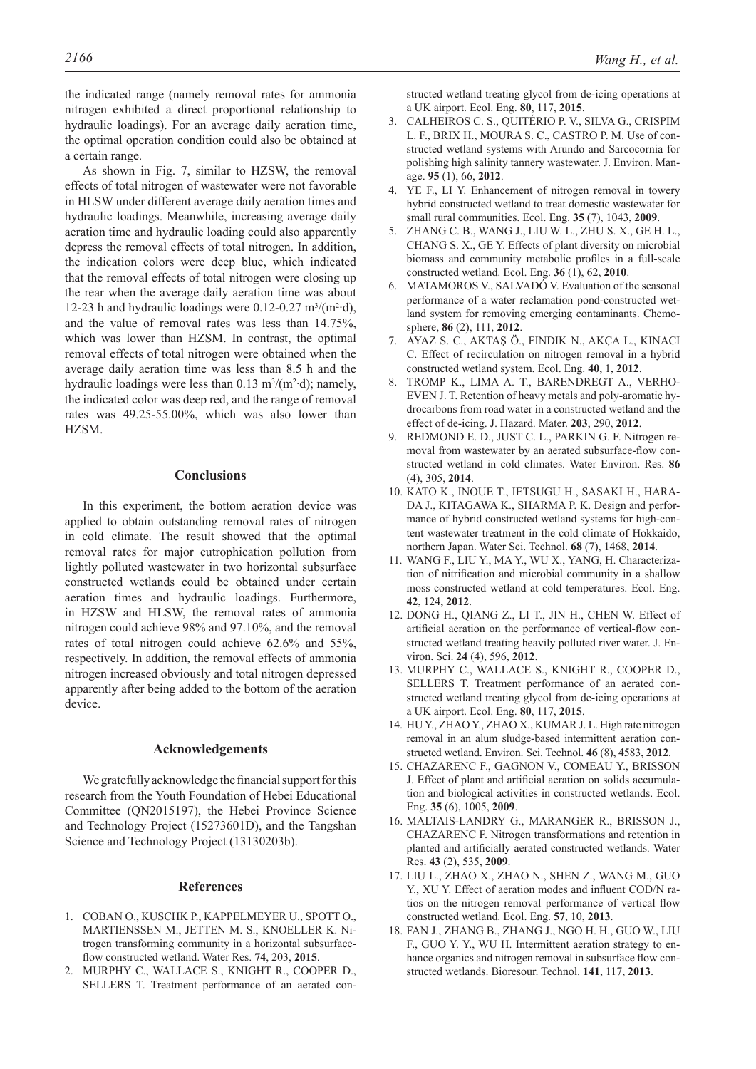the indicated range (namely removal rates for ammonia nitrogen exhibited a direct proportional relationship to hydraulic loadings). For an average daily aeration time, the optimal operation condition could also be obtained at a certain range.

As shown in Fig. 7, similar to HZSW, the removal effects of total nitrogen of wastewater were not favorable in HLSW under different average daily aeration times and hydraulic loadings. Meanwhile, increasing average daily aeration time and hydraulic loading could also apparently depress the removal effects of total nitrogen. In addition, the indication colors were deep blue, which indicated that the removal effects of total nitrogen were closing up the rear when the average daily aeration time was about 12-23 h and hydraulic loadings were 0.12-0.27 $m^3/(m^2 \cdot d)$, and the value of removal rates was less than 14.75%, which was lower than HZSM. In contrast, the optimal removal effects of total nitrogen were obtained when the average daily aeration time was less than 8.5 h and the hydraulic loadings were less than 0.13 $m^3/(m^2 \cdot d)$; namely, the indicated color was deep red, and the range of removal rates was 49.25-55.00%, which was also lower than HZSM.

## Conclusions

In this experiment, the bottom aeration device was applied to obtain outstanding removal rates of nitrogen in cold climate. The result showed that the optimal removal rates for major eutrophication pollution from lightly polluted wastewater in two horizontal subsurface constructed wetlands could be obtained under certain aeration times and hydraulic loadings. Furthermore, in HZSW and HLSW, the removal rates of ammonia nitrogen could achieve 98% and 97.10%, and the removal rates of total nitrogen could achieve 62.6% and 55%, respectively. In addition, the removal effects of ammonia nitrogen increased obviously and total nitrogen depressed apparently after being added to the bottom of the aeration device.

## Acknowledgements

We gratefully acknowledge the financial support for this research from the Youth Foundation of Hebei Educational Committee (QN2015197), the Hebei Province Science and Technology Project (15273601D), and the Tangshan Science and Technology Project (13130203b).

## References

1. COBAN O., KUSCHK P., KAPPELMEYER U., SPOTT O., MARTIENSSEN M., JETTEN M. S., KNOELLER K. Nitrogen transforming community in a horizontal subsurface-flow constructed wetland. Water Res. **74**, 203, **2015**.
2. MURPHY C., WALLACE S., KNIGHT R., COOPER D., SELLERS T. Treatment performance of an aerated constructed wetland treating glycol from de-icing operations at a UK airport. Ecol. Eng. **80**, 117, **2015**.
3. CALHEIROS C. S., QUITÉRIO P. V., SILVA G., CRISPIM L. F., BRIX H., MOURA S. C., CASTRO P. M. Use of constructed wetland systems with Arundo and Sarcocornia for polishing high salinity tannery wastewater. J. Environ. Manage. **95** (1), 66, **2012**.
4. YE F., LI Y. Enhancement of nitrogen removal in towery hybrid constructed wetland to treat domestic wastewater for small rural communities. Ecol. Eng. **35** (7), 1043, **2009**.
5. ZHANG C. B., WANG J., LIU W. L., ZHU S. X., GE H. L., CHANG S. X., GE Y. Effects of plant diversity on microbial biomass and community metabolic profiles in a full-scale constructed wetland. Ecol. Eng. **36** (1), 62, **2010**.
6. MATAMOROS V., SALVADÓ V. Evaluation of the seasonal performance of a water reclamation pond-constructed wetland system for removing emerging contaminants. Chemosphere, **86** (2), 111, **2012**.
7. AYAZ S. C., AKTAŞ Ö., FINDIK N., AKÇA L., KINACI C. Effect of recirculation on nitrogen removal in a hybrid constructed wetland system. Ecol. Eng. **40**, 1, **2012**.
8. TROMP K., LIMA A. T., BARENDREGT A., VERHOEVEN J. T. Retention of heavy metals and poly-aromatic hydrocarbons from road water in a constructed wetland and the effect of de-icing. J. Hazard. Mater. **203**, 290, **2012**.
9. REDMOND E. D., JUST C. L., PARKIN G. F. Nitrogen removal from wastewater by an aerated subsurface-flow constructed wetland in cold climates. Water Environ. Res. **86** (4), 305, **2014**.
10. KATO K., INOUE T., IETSUGU H., SASAKI H., HARADA J., KITAGAWA K., SHARMA P. K. Design and performance of hybrid constructed wetland systems for high-content wastewater treatment in the cold climate of Hokkaido, northern Japan. Water Sci. Technol. **68** (7), 1468, **2014**.
11. WANG F., LIU Y., MA Y., WU X., YANG, H. Characterization of nitrification and microbial community in a shallow moss constructed wetland at cold temperatures. Ecol. Eng. **42**, 124, **2012**.
12. DONG H., QIANG Z., LI T., JIN H., CHEN W. Effect of artificial aeration on the performance of vertical-flow constructed wetland treating heavily polluted river water. J. Environ. Sci. **24** (4), 596, **2012**.
13. MURPHY C., WALLACE S., KNIGHT R., COOPER D., SELLERS T. Treatment performance of an aerated constructed wetland treating glycol from de-icing operations at a UK airport. Ecol. Eng. **80**, 117, **2015**.
14. HU Y., ZHAO Y., ZHAO X., KUMAR J. L. High rate nitrogen removal in an alum sludge-based intermittent aeration constructed wetland. Environ. Sci. Technol. **46** (8), 4583, **2012**.
15. CHAZARENC F., GAGNON V., COMEAU Y., BRISSON J. Effect of plant and artificial aeration on solids accumulation and biological activities in constructed wetlands. Ecol. Eng. **35** (6), 1005, **2009**.
16. MALTAIS-LANDRY G., MARANGER R., BRISSON J., CHAZARENC F. Nitrogen transformations and retention in planted and artificially aerated constructed wetlands. Water Res. **43** (2), 535, **2009**.
17. LIU L., ZHAO X., ZHAO N., SHEN Z., WANG M., GUO Y., XU Y. Effect of aeration modes and influent COD/N ratios on the nitrogen removal performance of vertical flow constructed wetland. Ecol. Eng. **57**, 10, **2013**.
18. FAN J., ZHANG B., ZHANG J., NGO H. H., GUO W., LIU F., GUO Y. Y., WU H. Intermittent aeration strategy to enhance organics and nitrogen removal in subsurface flow constructed wetlands. Bioresour. Technol. **141**, 117, **2013**.